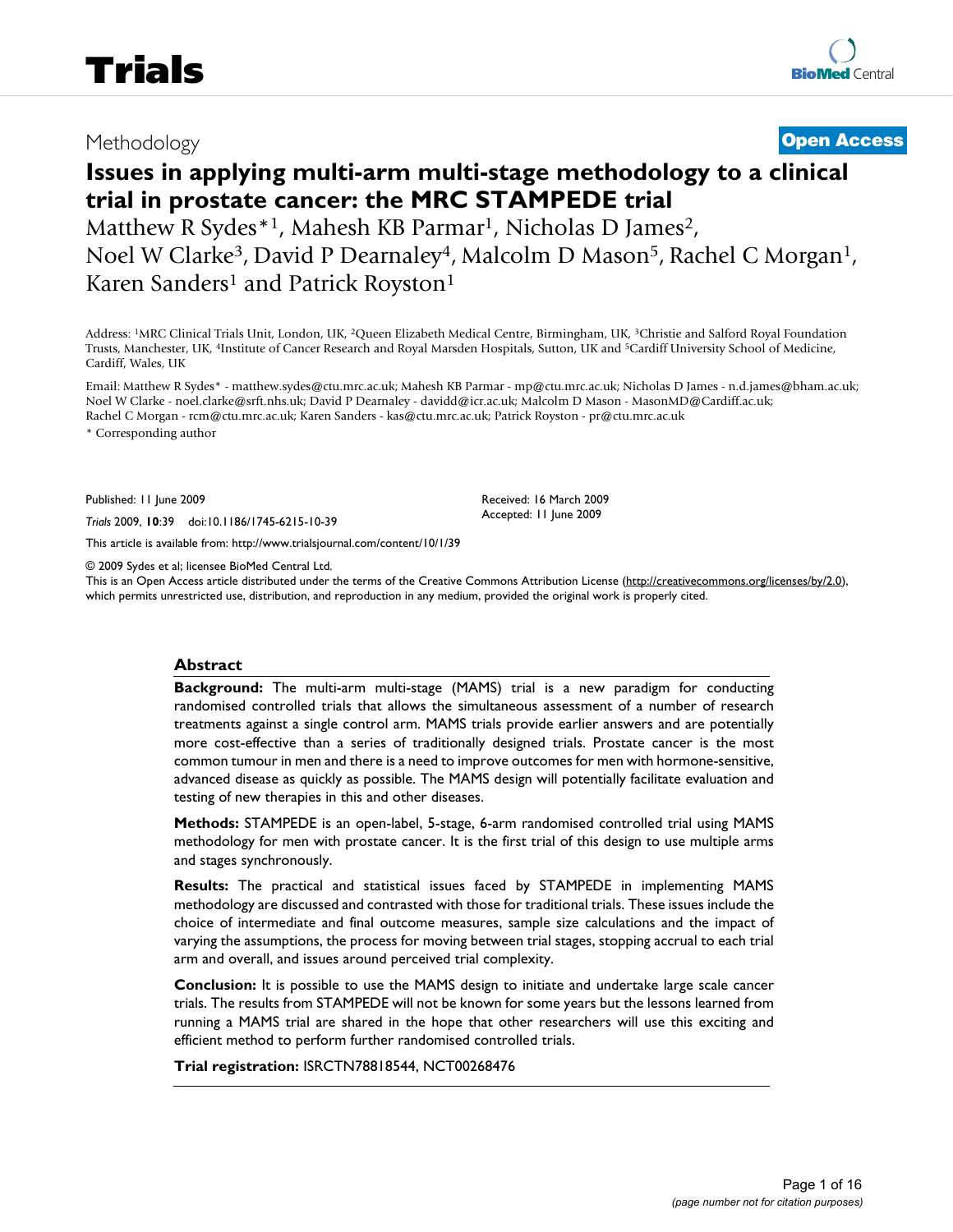Methodology **Open Access**

# Issues in applying multi-arm multi-stage methodology to a clinical trial in prostate cancer: the MRC STAMPEDE trial

Matthew R Sydes*[1], Mahesh KB Parmar[1], Nicholas D James[2], Noel W Clarke[3], David P Dearnaley[4], Malcolm D Mason[5], Rachel C Morgan[1], Karen Sanders[1] and Patrick Royston[1]

Address: [1]MRC Clinical Trials Unit, London, UK, [2]Queen Elizabeth Medical Centre, Birmingham, UK, [3]Christie and Salford Royal Foundation Trusts, Manchester, UK, [4]Institute of Cancer Research and Royal Marsden Hospitals, Sutton, UK and [5]Cardiff University School of Medicine, Cardiff, Wales, UK

Email: Matthew R Sydes* - matthew.sydes@ctu.mrc.ac.uk; Mahesh KB Parmar - mp@ctu.mrc.ac.uk; Nicholas D James - n.d.james@bham.ac.uk; Noel W Clarke - noel.clarke@srft.nhs.uk; David P Dearnaley - davidd@icr.ac.uk; Malcolm D Mason - MasonMD@Cardiff.ac.uk; Rachel C Morgan - rcm@ctu.mrc.ac.uk; Karen Sanders - kas@ctu.mrc.ac.uk; Patrick Royston - pr@ctu.mrc.ac.uk

\* Corresponding author

Published: 11 June 2009

*Trials* 2009, **10**:39 doi:10.1186/1745-6215-10-39

Received: 16 March 2009
Accepted: 11 June 2009

This article is available from: http://www.trialsjournal.com/content/10/1/39

© 2009 Sydes et al; licensee BioMed Central Ltd.
This is an Open Access article distributed under the terms of the Creative Commons Attribution License (http://creativecommons.org/licenses/by/2.0), which permits unrestricted use, distribution, and reproduction in any medium, provided the original work is properly cited.

## Abstract

**Background:** The multi-arm multi-stage (MAMS) trial is a new paradigm for conducting randomised controlled trials that allows the simultaneous assessment of a number of research treatments against a single control arm. MAMS trials provide earlier answers and are potentially more cost-effective than a series of traditionally designed trials. Prostate cancer is the most common tumour in men and there is a need to improve outcomes for men with hormone-sensitive, advanced disease as quickly as possible. The MAMS design will potentially facilitate evaluation and testing of new therapies in this and other diseases.

**Methods:** STAMPEDE is an open-label, 5-stage, 6-arm randomised controlled trial using MAMS methodology for men with prostate cancer. It is the first trial of this design to use multiple arms and stages synchronously.

**Results:** The practical and statistical issues faced by STAMPEDE in implementing MAMS methodology are discussed and contrasted with those for traditional trials. These issues include the choice of intermediate and final outcome measures, sample size calculations and the impact of varying the assumptions, the process for moving between trial stages, stopping accrual to each trial arm and overall, and issues around perceived trial complexity.

**Conclusion:** It is possible to use the MAMS design to initiate and undertake large scale cancer trials. The results from STAMPEDE will not be known for some years but the lessons learned from running a MAMS trial are shared in the hope that other researchers will use this exciting and efficient method to perform further randomised controlled trials.

**Trial registration:** ISRCTN78818544, NCT00268476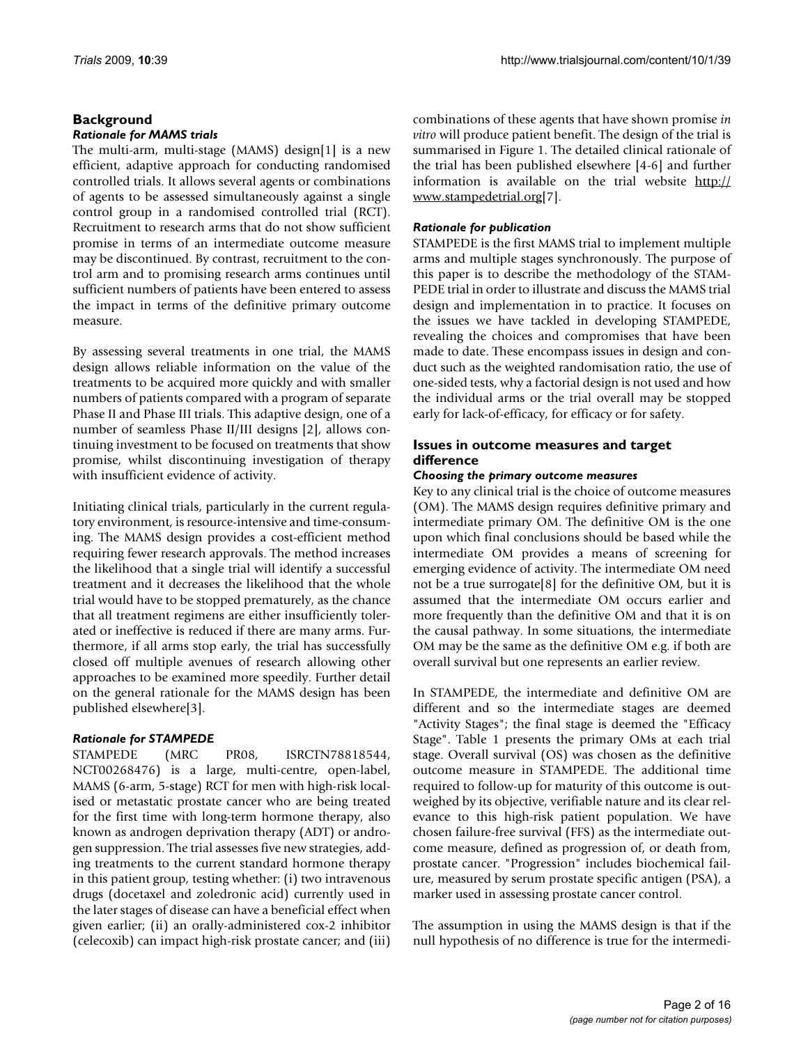## Background

### *Rationale for MAMS trials*

The multi-arm, multi-stage (MAMS) design[1] is a new efficient, adaptive approach for conducting randomised controlled trials. It allows several agents or combinations of agents to be assessed simultaneously against a single control group in a randomised controlled trial (RCT). Recruitment to research arms that do not show sufficient promise in terms of an intermediate outcome measure may be discontinued. By contrast, recruitment to the control arm and to promising research arms continues until sufficient numbers of patients have been entered to assess the impact in terms of the definitive primary outcome measure.

By assessing several treatments in one trial, the MAMS design allows reliable information on the value of the treatments to be acquired more quickly and with smaller numbers of patients compared with a program of separate Phase II and Phase III trials. This adaptive design, one of a number of seamless Phase II/III designs [2], allows continuing investment to be focused on treatments that show promise, whilst discontinuing investigation of therapy with insufficient evidence of activity.

Initiating clinical trials, particularly in the current regulatory environment, is resource-intensive and time-consuming. The MAMS design provides a cost-efficient method requiring fewer research approvals. The method increases the likelihood that a single trial will identify a successful treatment and it decreases the likelihood that the whole trial would have to be stopped prematurely, as the chance that all treatment regimens are either insufficiently tolerated or ineffective is reduced if there are many arms. Furthermore, if all arms stop early, the trial has successfully closed off multiple avenues of research allowing other approaches to be examined more speedily. Further detail on the general rationale for the MAMS design has been published elsewhere[3].

### *Rationale for STAMPEDE*

STAMPEDE (MRC PR08, ISRCTN78818544, NCT00268476) is a large, multi-centre, open-label, MAMS (6-arm, 5-stage) RCT for men with high-risk localised or metastatic prostate cancer who are being treated for the first time with long-term hormone therapy, also known as androgen deprivation therapy (ADT) or androgen suppression. The trial assesses five new strategies, adding treatments to the current standard hormone therapy in this patient group, testing whether: (i) two intravenous drugs (docetaxel and zoledronic acid) currently used in the later stages of disease can have a beneficial effect when given earlier; (ii) an orally-administered cox-2 inhibitor (celecoxib) can impact high-risk prostate cancer; and (iii) combinations of these agents that have shown promise *in vitro* will produce patient benefit. The design of the trial is summarised in Figure 1. The detailed clinical rationale of the trial has been published elsewhere [4-6] and further information is available on the trial website http://www.stampedetrial.org[7].

### *Rationale for publication*

STAMPEDE is the first MAMS trial to implement multiple arms and multiple stages synchronously. The purpose of this paper is to describe the methodology of the STAMPEDE trial in order to illustrate and discuss the MAMS trial design and implementation in to practice. It focuses on the issues we have tackled in developing STAMPEDE, revealing the choices and compromises that have been made to date. These encompass issues in design and conduct such as the weighted randomisation ratio, the use of one-sided tests, why a factorial design is not used and how the individual arms or the trial overall may be stopped early for lack-of-efficacy, for efficacy or for safety.

## Issues in outcome measures and target difference

### *Choosing the primary outcome measures*

Key to any clinical trial is the choice of outcome measures (OM). The MAMS design requires definitive primary and intermediate primary OM. The definitive OM is the one upon which final conclusions should be based while the intermediate OM provides a means of screening for emerging evidence of activity. The intermediate OM need not be a true surrogate[8] for the definitive OM, but it is assumed that the intermediate OM occurs earlier and more frequently than the definitive OM and that it is on the causal pathway. In some situations, the intermediate OM may be the same as the definitive OM e.g. if both are overall survival but one represents an earlier review.

In STAMPEDE, the intermediate and definitive OM are different and so the intermediate stages are deemed "Activity Stages"; the final stage is deemed the "Efficacy Stage". Table 1 presents the primary OMs at each trial stage. Overall survival (OS) was chosen as the definitive outcome measure in STAMPEDE. The additional time required to follow-up for maturity of this outcome is outweighed by its objective, verifiable nature and its clear relevance to this high-risk patient population. We have chosen failure-free survival (FFS) as the intermediate outcome measure, defined as progression of, or death from, prostate cancer. "Progression" includes biochemical failure, measured by serum prostate specific antigen (PSA), a marker used in assessing prostate cancer control.

The assumption in using the MAMS design is that if the null hypothesis of no difference is true for the intermedi-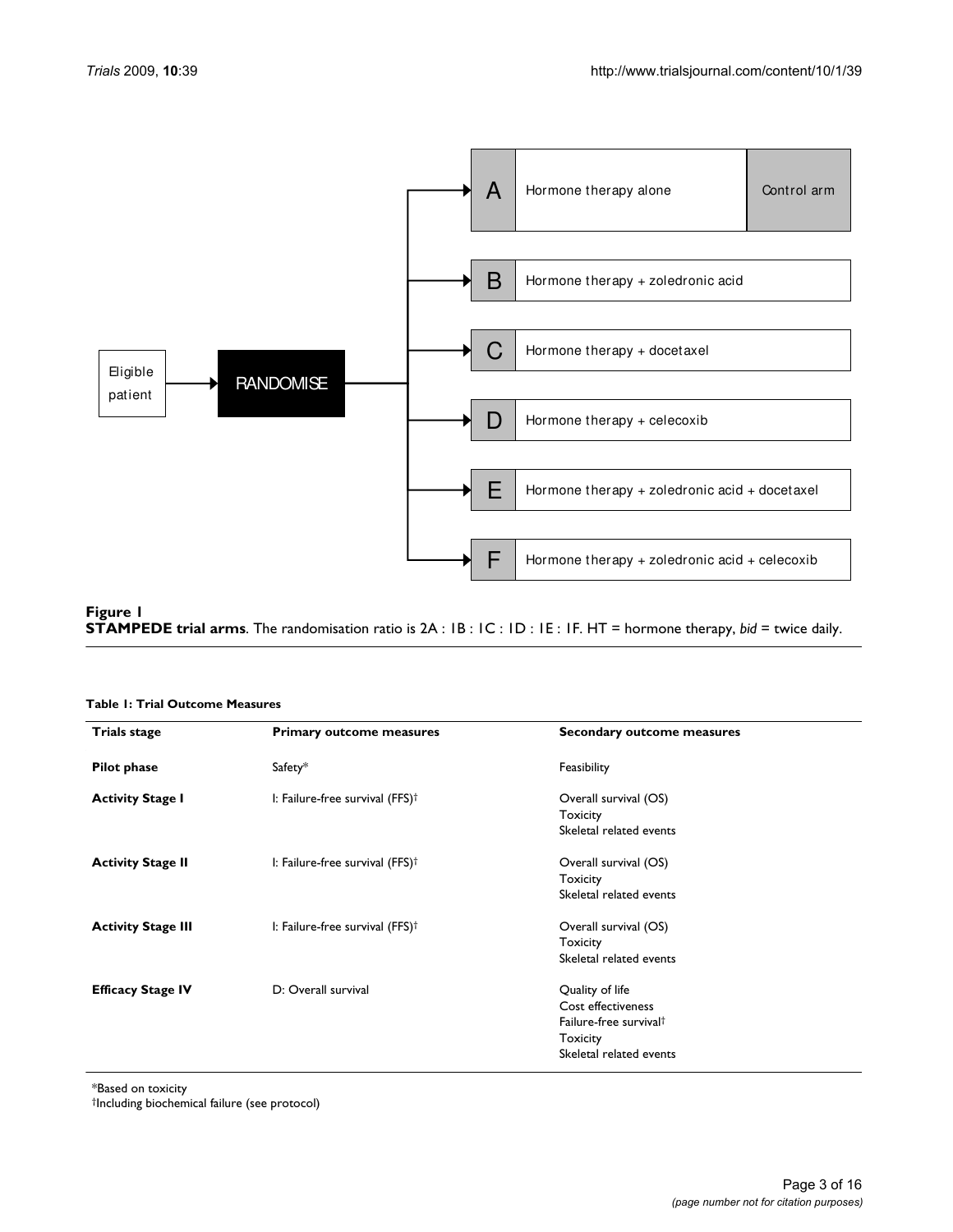Eligible patient → RANDOMISE

| | | |
|---|---|---|
| A | Hormone therapy alone | Control arm |
| B | Hormone therapy + zoledronic acid | |
| C | Hormone therapy + docetaxel | |
| D | Hormone therapy + celecoxib | |
| E | Hormone therapy + zoledronic acid + docetaxel | |
| F | Hormone therapy + zoledronic acid + celecoxib | |

**Figure 1**
**STAMPEDE trial arms**. The randomisation ratio is 2A : 1B : 1C : 1D : 1E : 1F. HT = hormone therapy, *bid* = twice daily.

**Table 1: Trial Outcome Measures**

| Trials stage | Primary outcome measures | Secondary outcome measures |
|---|---|---|
| **Pilot phase** | Safety* | Feasibility |
| **Activity Stage I** | I: Failure-free survival (FFS)† | Overall survival (OS)<br>Toxicity<br>Skeletal related events |
| **Activity Stage II** | I: Failure-free survival (FFS)† | Overall survival (OS)<br>Toxicity<br>Skeletal related events |
| **Activity Stage III** | I: Failure-free survival (FFS)† | Overall survival (OS)<br>Toxicity<br>Skeletal related events |
| **Efficacy Stage IV** | D: Overall survival | Quality of life<br>Cost effectiveness<br>Failure-free survival†<br>Toxicity<br>Skeletal related events |

*Based on toxicity
†Including biochemical failure (see protocol)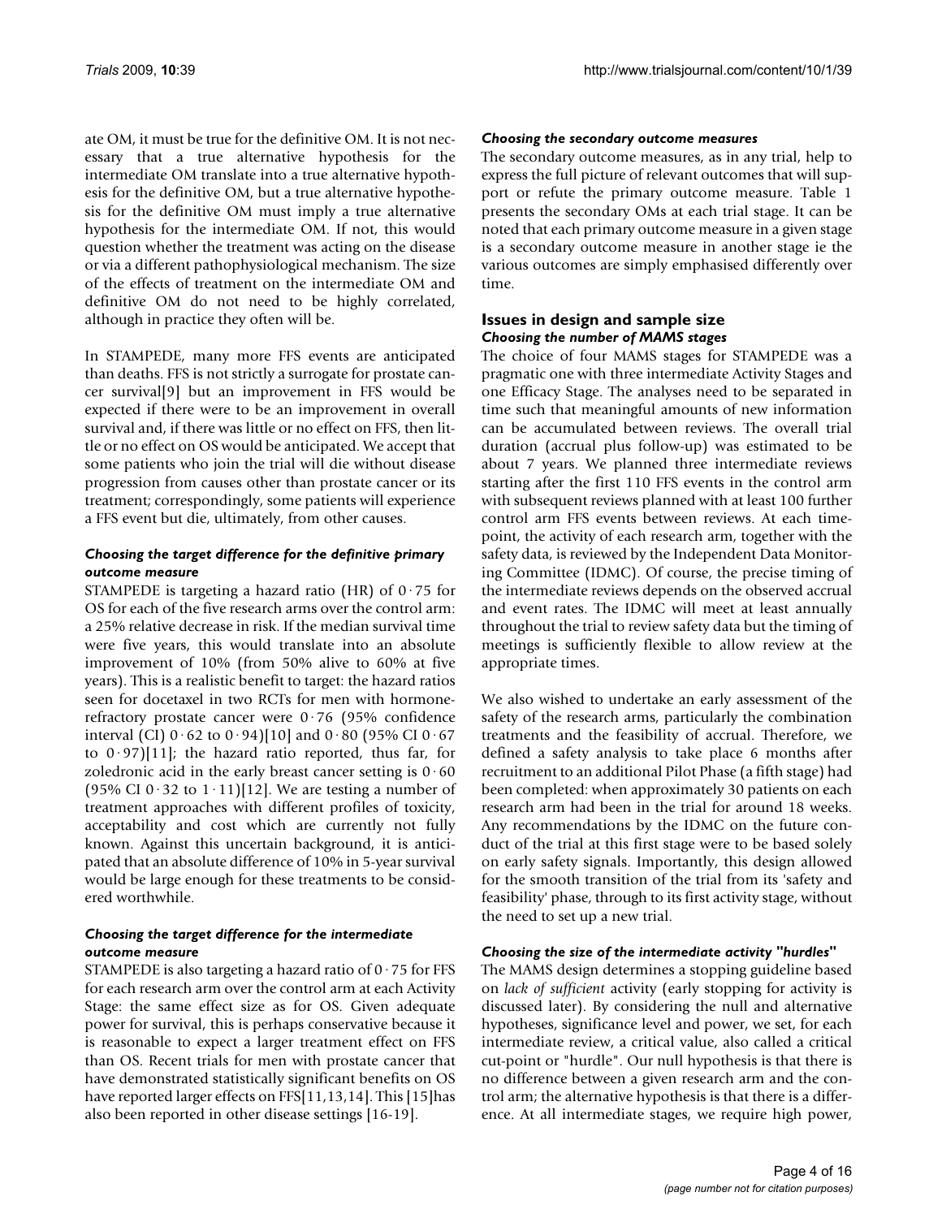ate OM, it must be true for the definitive OM. It is not necessary that a true alternative hypothesis for the intermediate OM translate into a true alternative hypothesis for the definitive OM, but a true alternative hypothesis for the definitive OM must imply a true alternative hypothesis for the intermediate OM. If not, this would question whether the treatment was acting on the disease or via a different pathophysiological mechanism. The size of the effects of treatment on the intermediate OM and definitive OM do not need to be highly correlated, although in practice they often will be.

In STAMPEDE, many more FFS events are anticipated than deaths. FFS is not strictly a surrogate for prostate cancer survival[9] but an improvement in FFS would be expected if there were to be an improvement in overall survival and, if there was little or no effect on FFS, then little or no effect on OS would be anticipated. We accept that some patients who join the trial will die without disease progression from causes other than prostate cancer or its treatment; correspondingly, some patients will experience a FFS event but die, ultimately, from other causes.

### *Choosing the target difference for the definitive primary outcome measure*

STAMPEDE is targeting a hazard ratio (HR) of 0·75 for OS for each of the five research arms over the control arm: a 25% relative decrease in risk. If the median survival time were five years, this would translate into an absolute improvement of 10% (from 50% alive to 60% at five years). This is a realistic benefit to target: the hazard ratios seen for docetaxel in two RCTs for men with hormone-refractory prostate cancer were 0·76 (95% confidence interval (CI) 0·62 to 0·94)[10] and 0·80 (95% CI 0·67 to 0·97)[11]; the hazard ratio reported, thus far, for zoledronic acid in the early breast cancer setting is 0·60 (95% CI 0·32 to 1·11)[12]. We are testing a number of treatment approaches with different profiles of toxicity, acceptability and cost which are currently not fully known. Against this uncertain background, it is anticipated that an absolute difference of 10% in 5-year survival would be large enough for these treatments to be considered worthwhile.

### *Choosing the target difference for the intermediate outcome measure*

STAMPEDE is also targeting a hazard ratio of 0·75 for FFS for each research arm over the control arm at each Activity Stage: the same effect size as for OS. Given adequate power for survival, this is perhaps conservative because it is reasonable to expect a larger treatment effect on FFS than OS. Recent trials for men with prostate cancer that have demonstrated statistically significant benefits on OS have reported larger effects on FFS[11,13,14]. This [15]has also been reported in other disease settings [16-19].

### *Choosing the secondary outcome measures*

The secondary outcome measures, as in any trial, help to express the full picture of relevant outcomes that will support or refute the primary outcome measure. Table 1 presents the secondary OMs at each trial stage. It can be noted that each primary outcome measure in a given stage is a secondary outcome measure in another stage ie the various outcomes are simply emphasised differently over time.

## Issues in design and sample size

### *Choosing the number of MAMS stages*

The choice of four MAMS stages for STAMPEDE was a pragmatic one with three intermediate Activity Stages and one Efficacy Stage. The analyses need to be separated in time such that meaningful amounts of new information can be accumulated between reviews. The overall trial duration (accrual plus follow-up) was estimated to be about 7 years. We planned three intermediate reviews starting after the first 110 FFS events in the control arm with subsequent reviews planned with at least 100 further control arm FFS events between reviews. At each timepoint, the activity of each research arm, together with the safety data, is reviewed by the Independent Data Monitoring Committee (IDMC). Of course, the precise timing of the intermediate reviews depends on the observed accrual and event rates. The IDMC will meet at least annually throughout the trial to review safety data but the timing of meetings is sufficiently flexible to allow review at the appropriate times.

We also wished to undertake an early assessment of the safety of the research arms, particularly the combination treatments and the feasibility of accrual. Therefore, we defined a safety analysis to take place 6 months after recruitment to an additional Pilot Phase (a fifth stage) had been completed: when approximately 30 patients on each research arm had been in the trial for around 18 weeks. Any recommendations by the IDMC on the future conduct of the trial at this first stage were to be based solely on early safety signals. Importantly, this design allowed for the smooth transition of the trial from its 'safety and feasibility' phase, through to its first activity stage, without the need to set up a new trial.

### *Choosing the size of the intermediate activity "hurdles"*

The MAMS design determines a stopping guideline based on *lack of sufficient* activity (early stopping for activity is discussed later). By considering the null and alternative hypotheses, significance level and power, we set, for each intermediate review, a critical value, also called a critical cut-point or "hurdle". Our null hypothesis is that there is no difference between a given research arm and the control arm; the alternative hypothesis is that there is a difference. At all intermediate stages, we require high power,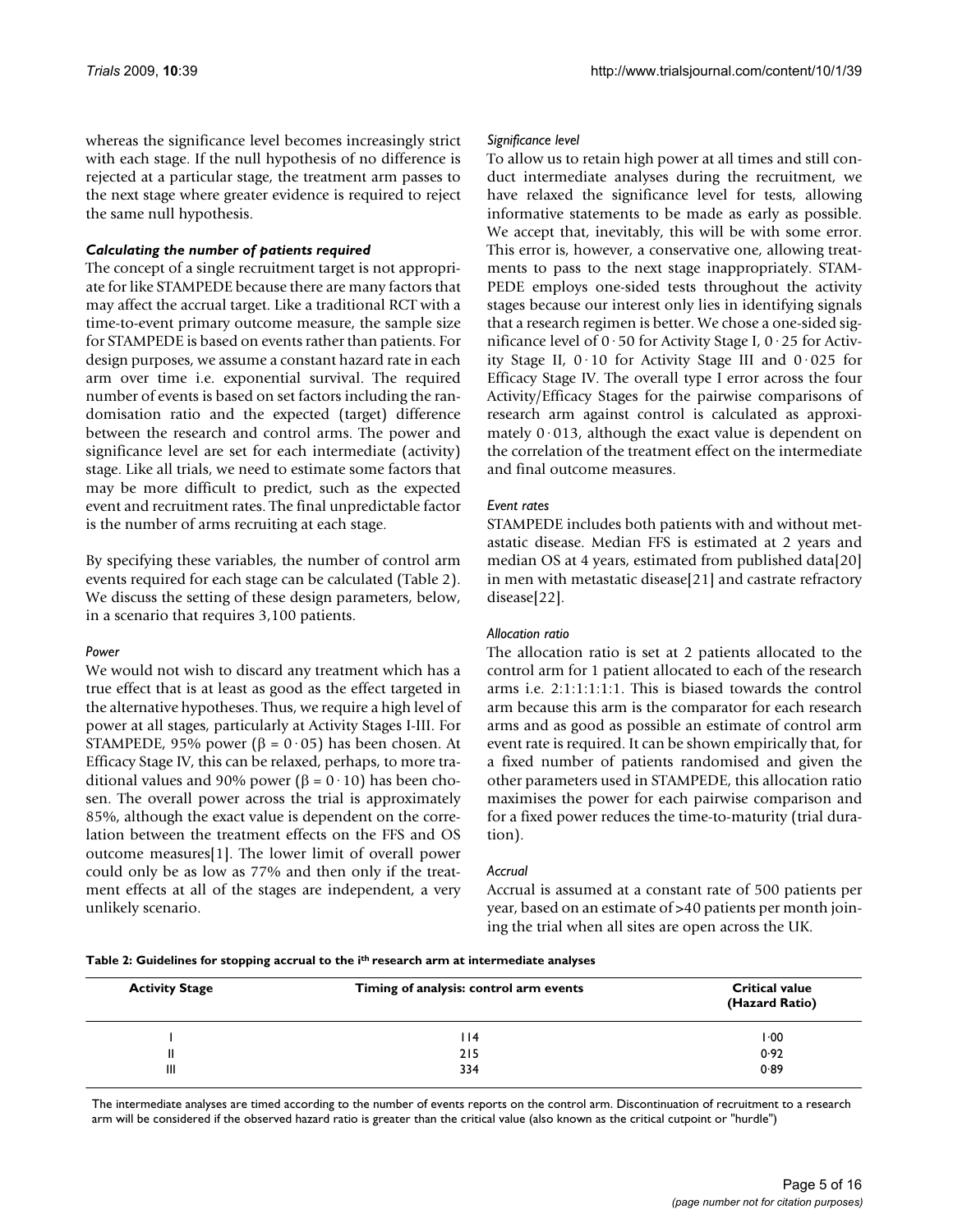whereas the significance level becomes increasingly strict with each stage. If the null hypothesis of no difference is rejected at a particular stage, the treatment arm passes to the next stage where greater evidence is required to reject the same null hypothesis.

### *Calculating the number of patients required*

The concept of a single recruitment target is not appropriate for like STAMPEDE because there are many factors that may affect the accrual target. Like a traditional RCT with a time-to-event primary outcome measure, the sample size for STAMPEDE is based on events rather than patients. For design purposes, we assume a constant hazard rate in each arm over time i.e. exponential survival. The required number of events is based on set factors including the randomisation ratio and the expected (target) difference between the research and control arms. The power and significance level are set for each intermediate (activity) stage. Like all trials, we need to estimate some factors that may be more difficult to predict, such as the expected event and recruitment rates. The final unpredictable factor is the number of arms recruiting at each stage.

By specifying these variables, the number of control arm events required for each stage can be calculated (Table 2). We discuss the setting of these design parameters, below, in a scenario that requires 3,100 patients.

#### *Power*

We would not wish to discard any treatment which has a true effect that is at least as good as the effect targeted in the alternative hypotheses. Thus, we require a high level of power at all stages, particularly at Activity Stages I-III. For STAMPEDE, 95% power ($\beta = 0 \cdot 05$) has been chosen. At Efficacy Stage IV, this can be relaxed, perhaps, to more traditional values and 90% power ($\beta = 0 \cdot 10$) has been chosen. The overall power across the trial is approximately 85%, although the exact value is dependent on the correlation between the treatment effects on the FFS and OS outcome measures[1]. The lower limit of overall power could only be as low as 77% and then only if the treatment effects at all of the stages are independent, a very unlikely scenario.

#### *Significance level*

To allow us to retain high power at all times and still conduct intermediate analyses during the recruitment, we have relaxed the significance level for tests, allowing informative statements to be made as early as possible. We accept that, inevitably, this will be with some error. This error is, however, a conservative one, allowing treatments to pass to the next stage inappropriately. STAMPEDE employs one-sided tests throughout the activity stages because our interest only lies in identifying signals that a research regimen is better. We chose a one-sided significance level of 0·50 for Activity Stage I, 0·25 for Activity Stage II, 0·10 for Activity Stage III and 0·025 for Efficacy Stage IV. The overall type I error across the four Activity/Efficacy Stages for the pairwise comparisons of research arm against control is calculated as approximately 0·013, although the exact value is dependent on the correlation of the treatment effect on the intermediate and final outcome measures.

#### *Event rates*

STAMPEDE includes both patients with and without metastatic disease. Median FFS is estimated at 2 years and median OS at 4 years, estimated from published data[20] in men with metastatic disease[21] and castrate refractory disease[22].

#### *Allocation ratio*

The allocation ratio is set at 2 patients allocated to the control arm for 1 patient allocated to each of the research arms i.e. 2:1:1:1:1:1. This is biased towards the control arm because this arm is the comparator for each research arms and as good as possible an estimate of control arm event rate is required. It can be shown empirically that, for a fixed number of patients randomised and given the other parameters used in STAMPEDE, this allocation ratio maximises the power for each pairwise comparison and for a fixed power reduces the time-to-maturity (trial duration).

#### *Accrual*

Accrual is assumed at a constant rate of 500 patients per year, based on an estimate of >40 patients per month joining the trial when all sites are open across the UK.

**Table 2: Guidelines for stopping accrual to the $i^{th}$ research arm at intermediate analyses**

| Activity Stage | Timing of analysis: control arm events | Critical value (Hazard Ratio) |
|---|---|---|
| I | 114 | 1·00 |
| II | 215 | 0·92 |
| III | 334 | 0·89 |

The intermediate analyses are timed according to the number of events reports on the control arm. Discontinuation of recruitment to a research arm will be considered if the observed hazard ratio is greater than the critical value (also known as the critical cutpoint or "hurdle")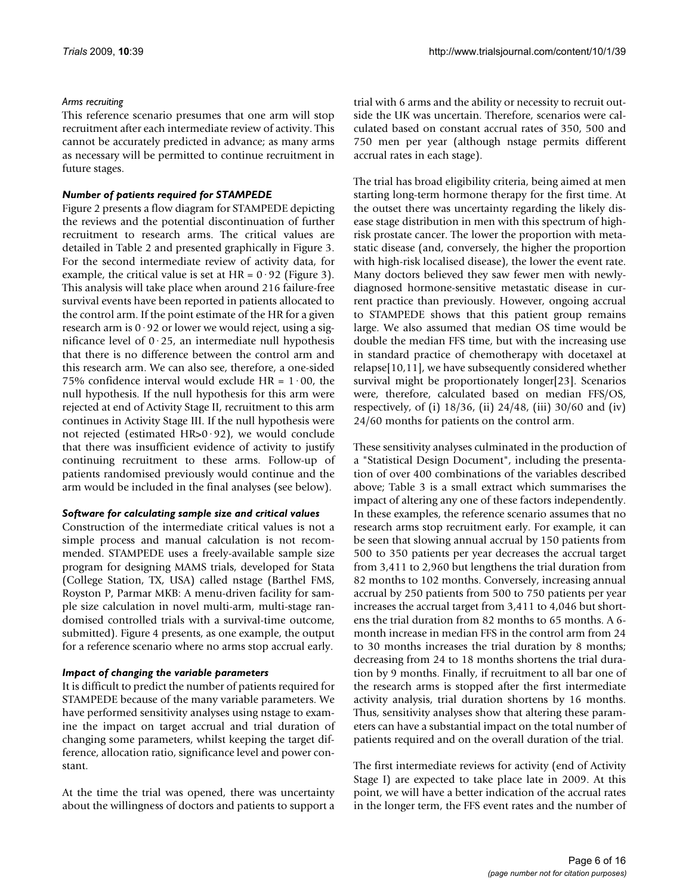*Arms recruiting*

This reference scenario presumes that one arm will stop recruitment after each intermediate review of activity. This cannot be accurately predicted in advance; as many arms as necessary will be permitted to continue recruitment in future stages.

### *Number of patients required for STAMPEDE*

Figure 2 presents a flow diagram for STAMPEDE depicting the reviews and the potential discontinuation of further recruitment to research arms. The critical values are detailed in Table 2 and presented graphically in Figure 3. For the second intermediate review of activity data, for example, the critical value is set at HR = 0·92 (Figure 3). This analysis will take place when around 216 failure-free survival events have been reported in patients allocated to the control arm. If the point estimate of the HR for a given research arm is 0·92 or lower we would reject, using a significance level of 0·25, an intermediate null hypothesis that there is no difference between the control arm and this research arm. We can also see, therefore, a one-sided 75% confidence interval would exclude HR = 1·00, the null hypothesis. If the null hypothesis for this arm were rejected at end of Activity Stage II, recruitment to this arm continues in Activity Stage III. If the null hypothesis were not rejected (estimated HR>0·92), we would conclude that there was insufficient evidence of activity to justify continuing recruitment to these arms. Follow-up of patients randomised previously would continue and the arm would be included in the final analyses (see below).

### *Software for calculating sample size and critical values*

Construction of the intermediate critical values is not a simple process and manual calculation is not recommended. STAMPEDE uses a freely-available sample size program for designing MAMS trials, developed for Stata (College Station, TX, USA) called nstage (Barthel FMS, Royston P, Parmar MKB: A menu-driven facility for sample size calculation in novel multi-arm, multi-stage randomised controlled trials with a survival-time outcome, submitted). Figure 4 presents, as one example, the output for a reference scenario where no arms stop accrual early.

### *Impact of changing the variable parameters*

It is difficult to predict the number of patients required for STAMPEDE because of the many variable parameters. We have performed sensitivity analyses using nstage to examine the impact on target accrual and trial duration of changing some parameters, whilst keeping the target difference, allocation ratio, significance level and power constant.

At the time the trial was opened, there was uncertainty about the willingness of doctors and patients to support a trial with 6 arms and the ability or necessity to recruit outside the UK was uncertain. Therefore, scenarios were calculated based on constant accrual rates of 350, 500 and 750 men per year (although nstage permits different accrual rates in each stage).

The trial has broad eligibility criteria, being aimed at men starting long-term hormone therapy for the first time. At the outset there was uncertainty regarding the likely disease stage distribution in men with this spectrum of high-risk prostate cancer. The lower the proportion with metastatic disease (and, conversely, the higher the proportion with high-risk localised disease), the lower the event rate. Many doctors believed they saw fewer men with newly-diagnosed hormone-sensitive metastatic disease in current practice than previously. However, ongoing accrual to STAMPEDE shows that this patient group remains large. We also assumed that median OS time would be double the median FFS time, but with the increasing use in standard practice of chemotherapy with docetaxel at relapse[10,11], we have subsequently considered whether survival might be proportionately longer[23]. Scenarios were, therefore, calculated based on median FFS/OS, respectively, of (i) 18/36, (ii) 24/48, (iii) 30/60 and (iv) 24/60 months for patients on the control arm.

These sensitivity analyses culminated in the production of a "Statistical Design Document", including the presentation of over 400 combinations of the variables described above; Table 3 is a small extract which summarises the impact of altering any one of these factors independently. In these examples, the reference scenario assumes that no research arms stop recruitment early. For example, it can be seen that slowing annual accrual by 150 patients from 500 to 350 patients per year decreases the accrual target from 3,411 to 2,960 but lengthens the trial duration from 82 months to 102 months. Conversely, increasing annual accrual by 250 patients from 500 to 750 patients per year increases the accrual target from 3,411 to 4,046 but shortens the trial duration from 82 months to 65 months. A 6-month increase in median FFS in the control arm from 24 to 30 months increases the trial duration by 8 months; decreasing from 24 to 18 months shortens the trial duration by 9 months. Finally, if recruitment to all bar one of the research arms is stopped after the first intermediate activity analysis, trial duration shortens by 16 months. Thus, sensitivity analyses show that altering these parameters can have a substantial impact on the total number of patients required and on the overall duration of the trial.

The first intermediate reviews for activity (end of Activity Stage I) are expected to take place late in 2009. At this point, we will have a better indication of the accrual rates in the longer term, the FFS event rates and the number of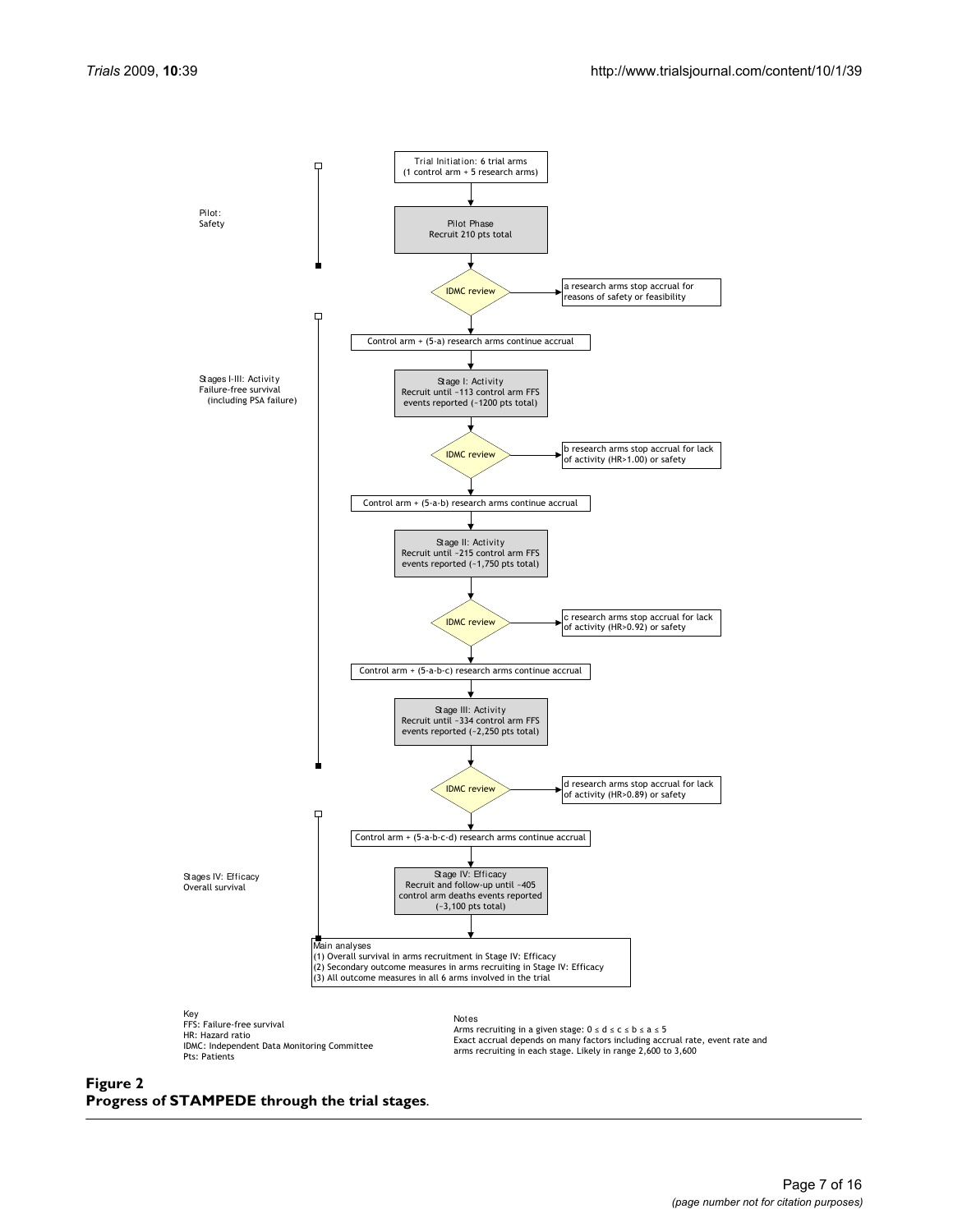Trial Initiation: 6 trial arms
(1 control arm + 5 research arms)

**Pilot: Safety**

Pilot Phase
Recruit 210 pts total

IDMC review → a research arms stop accrual for reasons of safety or feasibility

Control arm + (5-a) research arms continue accrual

**Stages I-III: Activity Failure-free survival (including PSA failure)**

Stage I: Activity
Recruit until ~113 control arm FFS events reported (~1200 pts total)

IDMC review → b research arms stop accrual for lack of activity (HR>1.00) or safety

Control arm + (5-a-b) research arms continue accrual

Stage II: Activity
Recruit until ~215 control arm FFS events reported (~1,750 pts total)

IDMC review → c research arms stop accrual for lack of activity (HR>0.92) or safety

Control arm + (5-a-b-c) research arms continue accrual

Stage III: Activity
Recruit until ~334 control arm FFS events reported (~2,250 pts total)

IDMC review → d research arms stop accrual for lack of activity (HR>0.89) or safety

Control arm + (5-a-b-c-d) research arms continue accrual

**Stages IV: Efficacy Overall survival**

Stage IV: Efficacy
Recruit and follow-up until ~405 control arm deaths events reported (~3,100 pts total)

Main analyses
(1) Overall survival in arms recruitment in Stage IV: Efficacy
(2) Secondary outcome measures in arms recruiting in Stage IV: Efficacy
(3) All outcome measures in all 6 arms involved in the trial

Key
FFS: Failure-free survival
HR: Hazard ratio
IDMC: Independent Data Monitoring Committee
Pts: Patients

Notes
Arms recruiting in a given stage: $0 \leq d \leq c \leq b \leq a \leq 5$
Exact accrual depends on many factors including accrual rate, event rate and arms recruiting in each stage. Likely in range 2,600 to 3,600

**Figure 2**
**Progress of STAMPEDE through the trial stages**.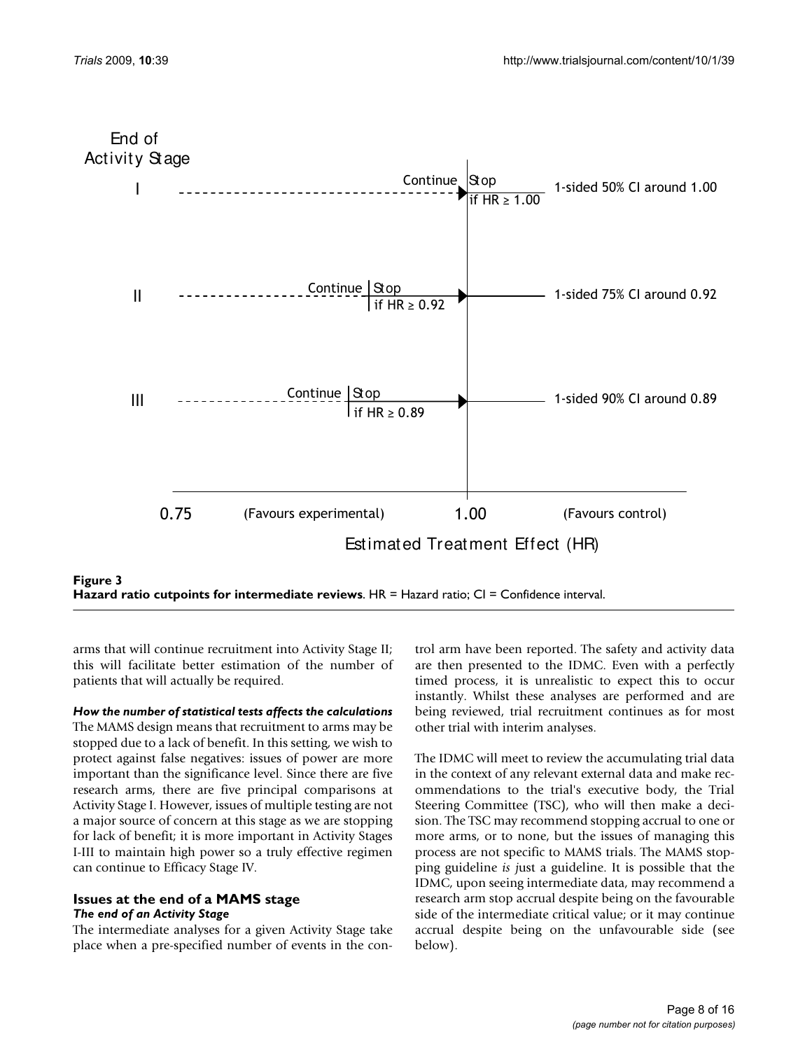**Figure 3**
**Hazard ratio cutpoints for intermediate reviews**. HR = Hazard ratio; CI = Confidence interval.

arms that will continue recruitment into Activity Stage II; this will facilitate better estimation of the number of patients that will actually be required.

#### *How the number of statistical tests affects the calculations*

The MAMS design means that recruitment to arms may be stopped due to a lack of benefit. In this setting, we wish to protect against false negatives: issues of power are more important than the significance level. Since there are five research arms, there are five principal comparisons at Activity Stage I. However, issues of multiple testing are not a major source of concern at this stage as we are stopping for lack of benefit; it is more important in Activity Stages I-III to maintain high power so a truly effective regimen can continue to Efficacy Stage IV.

### Issues at the end of a MAMS stage

#### *The end of an Activity Stage*

The intermediate analyses for a given Activity Stage take place when a pre-specified number of events in the control arm have been reported. The safety and activity data are then presented to the IDMC. Even with a perfectly timed process, it is unrealistic to expect this to occur instantly. Whilst these analyses are performed and are being reviewed, trial recruitment continues as for most other trial with interim analyses.

The IDMC will meet to review the accumulating trial data in the context of any relevant external data and make recommendations to the trial's executive body, the Trial Steering Committee (TSC), who will then make a decision. The TSC may recommend stopping accrual to one or more arms, or to none, but the issues of managing this process are not specific to MAMS trials. The MAMS stopping guideline *is* just a guideline. It is possible that the IDMC, upon seeing intermediate data, may recommend a research arm stop accrual despite being on the favourable side of the intermediate critical value; or it may continue accrual despite being on the unfavourable side (see below).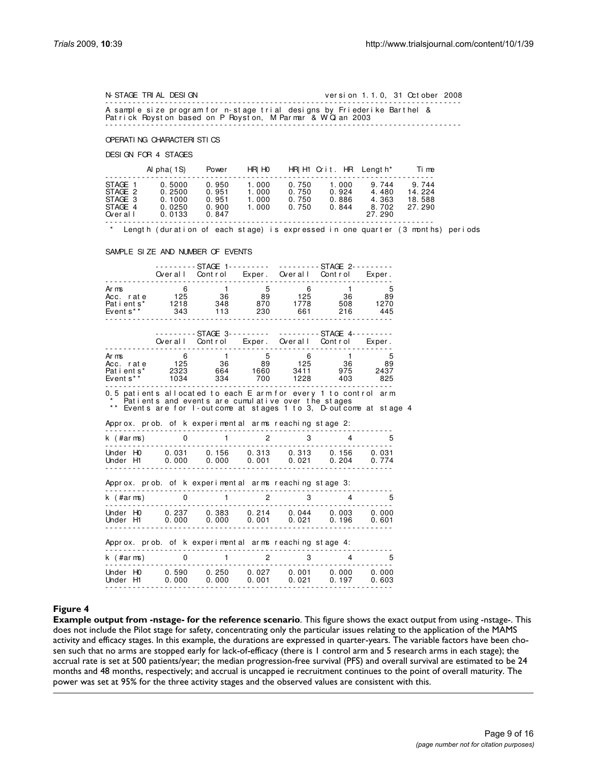```
N-STAGE TRIAL DESIGN                                    version 1.1.0, 31 October 2008
-------------------------------------------------------------------------------
A sample size program for n-stage trial designs by Friederike Barthel &
Patrick Royston based on P Royston, M Parmar & W Qian 2003
-------------------------------------------------------------------------------

OPERATING CHARACTERISTICS

DESIGN FOR 4 STAGES

          Alpha(1S)    Power     HR|H0     HR|H1  Crit. HR  Length*     Time
---------------------------------------------------------------------------
STAGE 1    0.5000     0.950     1.000     0.750    1.000     9.744     9.744
STAGE 2    0.2500     0.951     1.000     0.750    0.924     4.480    14.224
STAGE 3    0.1000     0.951     1.000     0.750    0.886     4.363    18.588
STAGE 4    0.0250     0.900     1.000     0.750    0.844     8.702    27.290
Overall    0.0133     0.847                                 27.290
---------------------------------------------------------------------------
 *  Length (duration of each stage) is expressed in one quarter (3 months) periods


SAMPLE SIZE AND NUMBER OF EVENTS

          ---------STAGE 1---------   ---------STAGE 2---------
          Overall  Control  Exper.    Overall  Control  Exper.
-----------------------------------------------------------------
Arms          6        1       5         6        1        5
Acc. rate   125       36      89       125       36       89
Patients*  1218      348     870      1778      508     1270
Events**    343      113     230       661      216      445
-----------------------------------------------------------------

          ---------STAGE 3---------   ---------STAGE 4---------
          Overall  Control  Exper.    Overall  Control  Exper.
-----------------------------------------------------------------
Arms          6        1       5         6        1        5
Acc. rate   125       36      89       125       36       89
Patients*  2323      664    1660      3411      975     2437
Events**   1034      334     700      1228      403      825
-----------------------------------------------------------------
0.5 patients allocated to each E arm for every 1 to control arm
 *  Patients and events are cumulative over the stages
 ** Events are for I-outcome at stages 1 to 3, D-outcome at stage 4

Approx. prob. of k experimental arms reaching stage 2:
-----------------------------------------------------------------
k (#arms)       0       1       2       3       4       5
-----------------------------------------------------------------
Under H0     0.031   0.156   0.313   0.313   0.156   0.031
Under H1     0.000   0.000   0.001   0.021   0.204   0.774
-----------------------------------------------------------------

Approx. prob. of k experimental arms reaching stage 3:
-----------------------------------------------------------------
k (#arms)       0       1       2       3       4       5
-----------------------------------------------------------------
Under H0     0.237   0.383   0.214   0.044   0.003   0.000
Under H1     0.000   0.000   0.001   0.021   0.196   0.601
-----------------------------------------------------------------

Approx. prob. of k experimental arms reaching stage 4:
-----------------------------------------------------------------
k (#arms)       0       1       2       3       4       5
-----------------------------------------------------------------
Under H0     0.590   0.250   0.027   0.001   0.000   0.000
Under H1     0.000   0.000   0.001   0.021   0.197   0.603
-----------------------------------------------------------------
```

**Figure 4**

**Example output from -nstage- for the reference scenario**. This figure shows the exact output from using -nstage-. This does not include the Pilot stage for safety, concentrating only the particular issues relating to the application of the MAMS activity and efficacy stages. In this example, the durations are expressed in quarter-years. The variable factors have been chosen such that no arms are stopped early for lack-of-efficacy (there is 1 control arm and 5 research arms in each stage); the accrual rate is set at 500 patients/year; the median progression-free survival (PFS) and overall survival are estimated to be 24 months and 48 months, respectively; and accrual is uncapped ie recruitment continues to the point of overall maturity. The power was set at 95% for the three activity stages and the observed values are consistent with this.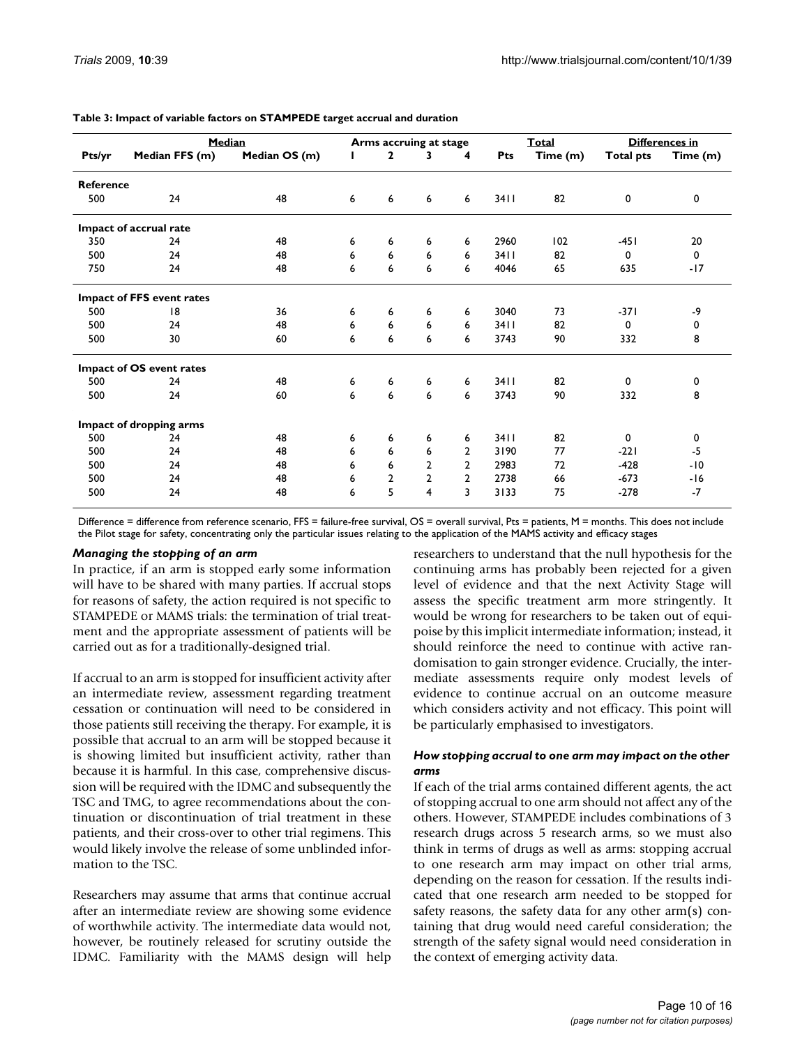**Table 3: Impact of variable factors on STAMPEDE target accrual and duration**

| | Median | | Arms accruing at stage | | | | Total | | Differences in | |
|---|---|---|---|---|---|---|---|---|---|---|
| Pts/yr | Median FFS (m) | Median OS (m) | 1 | 2 | 3 | 4 | Pts | Time (m) | Total pts | Time (m) |
| **Reference** | | | | | | | | | | |
| 500 | 24 | 48 | 6 | 6 | 6 | 6 | 3411 | 82 | 0 | 0 |
| **Impact of accrual rate** | | | | | | | | | | |
| 350 | 24 | 48 | 6 | 6 | 6 | 6 | 2960 | 102 | -451 | 20 |
| 500 | 24 | 48 | 6 | 6 | 6 | 6 | 3411 | 82 | 0 | 0 |
| 750 | 24 | 48 | 6 | 6 | 6 | 6 | 4046 | 65 | 635 | -17 |
| **Impact of FFS event rates** | | | | | | | | | | |
| 500 | 18 | 36 | 6 | 6 | 6 | 6 | 3040 | 73 | -371 | -9 |
| 500 | 24 | 48 | 6 | 6 | 6 | 6 | 3411 | 82 | 0 | 0 |
| 500 | 30 | 60 | 6 | 6 | 6 | 6 | 3743 | 90 | 332 | 8 |
| **Impact of OS event rates** | | | | | | | | | | |
| 500 | 24 | 48 | 6 | 6 | 6 | 6 | 3411 | 82 | 0 | 0 |
| 500 | 24 | 60 | 6 | 6 | 6 | 6 | 3743 | 90 | 332 | 8 |
| **Impact of dropping arms** | | | | | | | | | | |
| 500 | 24 | 48 | 6 | 6 | 6 | 6 | 3411 | 82 | 0 | 0 |
| 500 | 24 | 48 | 6 | 6 | 6 | 2 | 3190 | 77 | -221 | -5 |
| 500 | 24 | 48 | 6 | 6 | 2 | 2 | 2983 | 72 | -428 | -10 |
| 500 | 24 | 48 | 6 | 2 | 2 | 2 | 2738 | 66 | -673 | -16 |
| 500 | 24 | 48 | 6 | 5 | 4 | 3 | 3133 | 75 | -278 | -7 |

Difference = difference from reference scenario, FFS = failure-free survival, OS = overall survival, Pts = patients, M = months. This does not include the Pilot stage for safety, concentrating only the particular issues relating to the application of the MAMS activity and efficacy stages

### *Managing the stopping of an arm*

In practice, if an arm is stopped early some information will have to be shared with many parties. If accrual stops for reasons of safety, the action required is not specific to STAMPEDE or MAMS trials: the termination of trial treatment and the appropriate assessment of patients will be carried out as for a traditionally-designed trial.

If accrual to an arm is stopped for insufficient activity after an intermediate review, assessment regarding treatment cessation or continuation will need to be considered in those patients still receiving the therapy. For example, it is possible that accrual to an arm will be stopped because it is showing limited but insufficient activity, rather than because it is harmful. In this case, comprehensive discussion will be required with the IDMC and subsequently the TSC and TMG, to agree recommendations about the continuation or discontinuation of trial treatment in these patients, and their cross-over to other trial regimens. This would likely involve the release of some unblinded information to the TSC.

Researchers may assume that arms that continue accrual after an intermediate review are showing some evidence of worthwhile activity. The intermediate data would not, however, be routinely released for scrutiny outside the IDMC. Familiarity with the MAMS design will help researchers to understand that the null hypothesis for the continuing arms has probably been rejected for a given level of evidence and that the next Activity Stage will assess the specific treatment arm more stringently. It would be wrong for researchers to be taken out of equipoise by this implicit intermediate information; instead, it should reinforce the need to continue with active randomisation to gain stronger evidence. Crucially, the intermediate assessments require only modest levels of evidence to continue accrual on an outcome measure which considers activity and not efficacy. This point will be particularly emphasised to investigators.

### *How stopping accrual to one arm may impact on the other arms*

If each of the trial arms contained different agents, the act of stopping accrual to one arm should not affect any of the others. However, STAMPEDE includes combinations of 3 research drugs across 5 research arms, so we must also think in terms of drugs as well as arms: stopping accrual to one research arm may impact on other trial arms, depending on the reason for cessation. If the results indicated that one research arm needed to be stopped for safety reasons, the safety data for any other arm(s) containing that drug would need careful consideration; the strength of the safety signal would need consideration in the context of emerging activity data.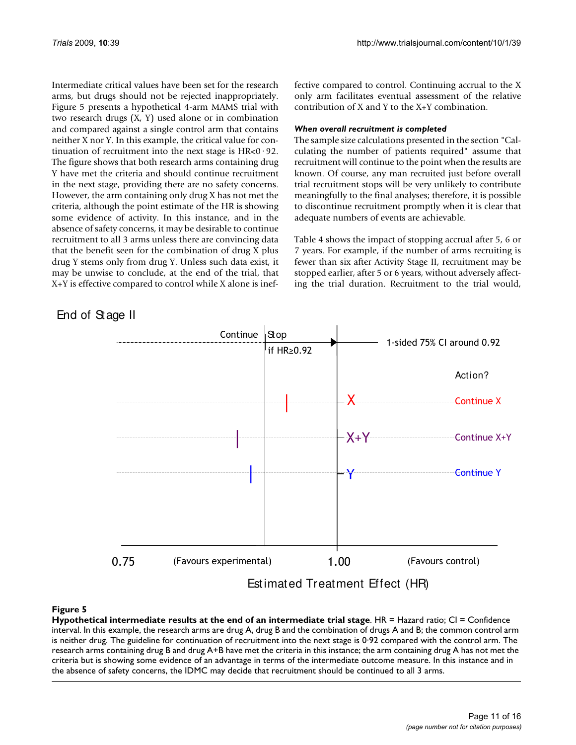Intermediate critical values have been set for the research arms, but drugs should not be rejected inappropriately. Figure 5 presents a hypothetical 4-arm MAMS trial with two research drugs (X, Y) used alone or in combination and compared against a single control arm that contains neither X nor Y. In this example, the critical value for continuation of recruitment into the next stage is HR<0·92. The figure shows that both research arms containing drug Y have met the criteria and should continue recruitment in the next stage, providing there are no safety concerns. However, the arm containing only drug X has not met the criteria, although the point estimate of the HR is showing some evidence of activity. In this instance, and in the absence of safety concerns, it may be desirable to continue recruitment to all 3 arms unless there are convincing data that the benefit seen for the combination of drug X plus drug Y stems only from drug Y. Unless such data exist, it may be unwise to conclude, at the end of the trial, that X+Y is effective compared to control while X alone is ineffective compared to control. Continuing accrual to the X only arm facilitates eventual assessment of the relative contribution of X and Y to the X+Y combination.

#### *When overall recruitment is completed*

The sample size calculations presented in the section "Calculating the number of patients required" assume that recruitment will continue to the point when the results are known. Of course, any man recruited just before overall trial recruitment stops will be very unlikely to contribute meaningfully to the final analyses; therefore, it is possible to discontinue recruitment promptly when it is clear that adequate numbers of events are achievable.

Table 4 shows the impact of stopping accrual after 5, 6 or 7 years. For example, if the number of arms recruiting is fewer than six after Activity Stage II, recruitment may be stopped earlier, after 5 or 6 years, without adversely affecting the trial duration. Recruitment to the trial would,

**Figure 5**

**Hypothetical intermediate results at the end of an intermediate trial stage**. HR = Hazard ratio; CI = Confidence interval. In this example, the research arms are drug A, drug B and the combination of drugs A and B; the common control arm is neither drug. The guideline for continuation of recruitment into the next stage is 0·92 compared with the control arm. The research arms containing drug B and drug A+B have met the criteria in this instance; the arm containing drug A has not met the criteria but is showing some evidence of an advantage in terms of the intermediate outcome measure. In this instance and in the absence of safety concerns, the IDMC may decide that recruitment should be continued to all 3 arms.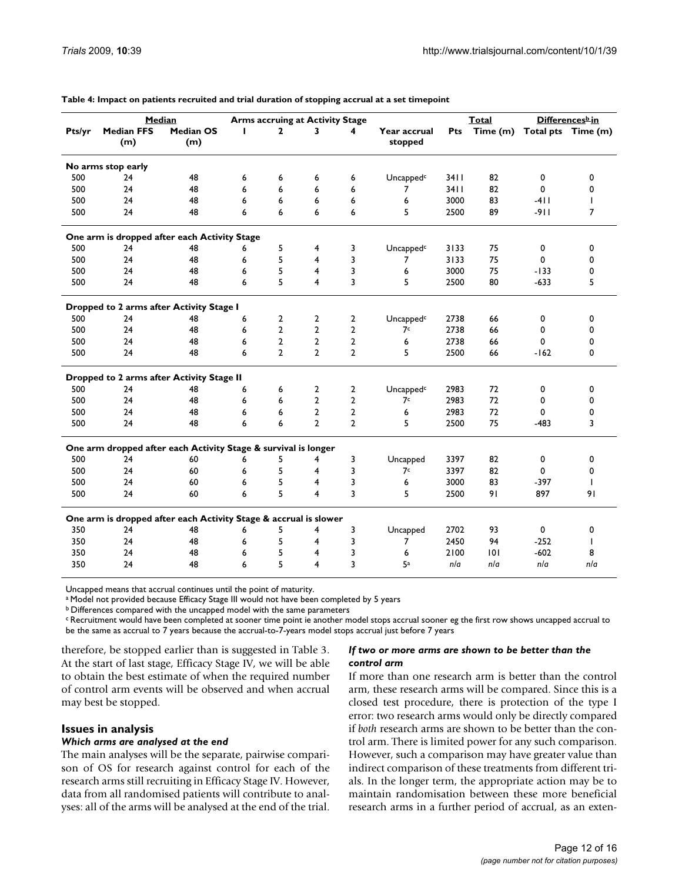**Table 4: Impact on patients recruited and trial duration of stopping accrual at a set timepoint**

| | Median | | Arms accruing at Activity Stage | | | | | Total | | Differences[b] in | |
|---|---|---|---|---|---|---|---|---|---|---|---|
| Pts/yr | Median FFS (m) | Median OS (m) | I | 2 | 3 | 4 | Year accrual stopped | Pts | Time (m) | Total pts | Time (m) |
| **No arms stop early** | | | | | | | | | | | |
| 500 | 24 | 48 | 6 | 6 | 6 | 6 | Uncapped[c] | 3411 | 82 | 0 | 0 |
| 500 | 24 | 48 | 6 | 6 | 6 | 6 | 7 | 3411 | 82 | 0 | 0 |
| 500 | 24 | 48 | 6 | 6 | 6 | 6 | 6 | 3000 | 83 | -411 | 1 |
| 500 | 24 | 48 | 6 | 6 | 6 | 6 | 5 | 2500 | 89 | -911 | 7 |
| **One arm is dropped after each Activity Stage** | | | | | | | | | | | |
| 500 | 24 | 48 | 6 | 5 | 4 | 3 | Uncapped[c] | 3133 | 75 | 0 | 0 |
| 500 | 24 | 48 | 6 | 5 | 4 | 3 | 7 | 3133 | 75 | 0 | 0 |
| 500 | 24 | 48 | 6 | 5 | 4 | 3 | 6 | 3000 | 75 | -133 | 0 |
| 500 | 24 | 48 | 6 | 5 | 4 | 3 | 5 | 2500 | 80 | -633 | 5 |
| **Dropped to 2 arms after Activity Stage I** | | | | | | | | | | | |
| 500 | 24 | 48 | 6 | 2 | 2 | 2 | Uncapped[c] | 2738 | 66 | 0 | 0 |
| 500 | 24 | 48 | 6 | 2 | 2 | 2 | 7[c] | 2738 | 66 | 0 | 0 |
| 500 | 24 | 48 | 6 | 2 | 2 | 2 | 6 | 2738 | 66 | 0 | 0 |
| 500 | 24 | 48 | 6 | 2 | 2 | 2 | 5 | 2500 | 66 | -162 | 0 |
| **Dropped to 2 arms after Activity Stage II** | | | | | | | | | | | |
| 500 | 24 | 48 | 6 | 6 | 2 | 2 | Uncapped[c] | 2983 | 72 | 0 | 0 |
| 500 | 24 | 48 | 6 | 6 | 2 | 2 | 7[c] | 2983 | 72 | 0 | 0 |
| 500 | 24 | 48 | 6 | 6 | 2 | 2 | 6 | 2983 | 72 | 0 | 0 |
| 500 | 24 | 48 | 6 | 6 | 2 | 2 | 5 | 2500 | 75 | -483 | 3 |
| **One arm dropped after each Activity Stage & survival is longer** | | | | | | | | | | | |
| 500 | 24 | 60 | 6 | 5 | 4 | 3 | Uncapped | 3397 | 82 | 0 | 0 |
| 500 | 24 | 60 | 6 | 5 | 4 | 3 | 7[c] | 3397 | 82 | 0 | 0 |
| 500 | 24 | 60 | 6 | 5 | 4 | 3 | 6 | 3000 | 83 | -397 | 1 |
| 500 | 24 | 60 | 6 | 5 | 4 | 3 | 5 | 2500 | 91 | 897 | 91 |
| **One arm is dropped after each Activity Stage & accrual is slower** | | | | | | | | | | | |
| 350 | 24 | 48 | 6 | 5 | 4 | 3 | Uncapped | 2702 | 93 | 0 | 0 |
| 350 | 24 | 48 | 6 | 5 | 4 | 3 | 7 | 2450 | 94 | -252 | 1 |
| 350 | 24 | 48 | 6 | 5 | 4 | 3 | 6 | 2100 | 101 | -602 | 8 |
| 350 | 24 | 48 | 6 | 5 | 4 | 3 | 5[a] | n/a | n/a | n/a | n/a |

Uncapped means that accrual continues until the point of maturity.
[a] Model not provided because Efficacy Stage III would not have been completed by 5 years
[b] Differences compared with the uncapped model with the same parameters
[c] Recruitment would have been completed at sooner time point ie another model stops accrual sooner eg the first row shows uncapped accrual to be the same as accrual to 7 years because the accrual-to-7-years model stops accrual just before 7 years

therefore, be stopped earlier than is suggested in Table 3. At the start of last stage, Efficacy Stage IV, we will be able to obtain the best estimate of when the required number of control arm events will be observed and when accrual may best be stopped.

## Issues in analysis

### *Which arms are analysed at the end*

The main analyses will be the separate, pairwise comparison of OS for research against control for each of the research arms still recruiting in Efficacy Stage IV. However, data from all randomised patients will contribute to analyses: all of the arms will be analysed at the end of the trial.

### *If two or more arms are shown to be better than the control arm*

If more than one research arm is better than the control arm, these research arms will be compared. Since this is a closed test procedure, there is protection of the type I error: two research arms would only be directly compared if *both* research arms are shown to be better than the control arm. There is limited power for any such comparison. However, such a comparison may have greater value than indirect comparison of these treatments from different trials. In the longer term, the appropriate action may be to maintain randomisation between these more beneficial research arms in a further period of accrual, as an exten-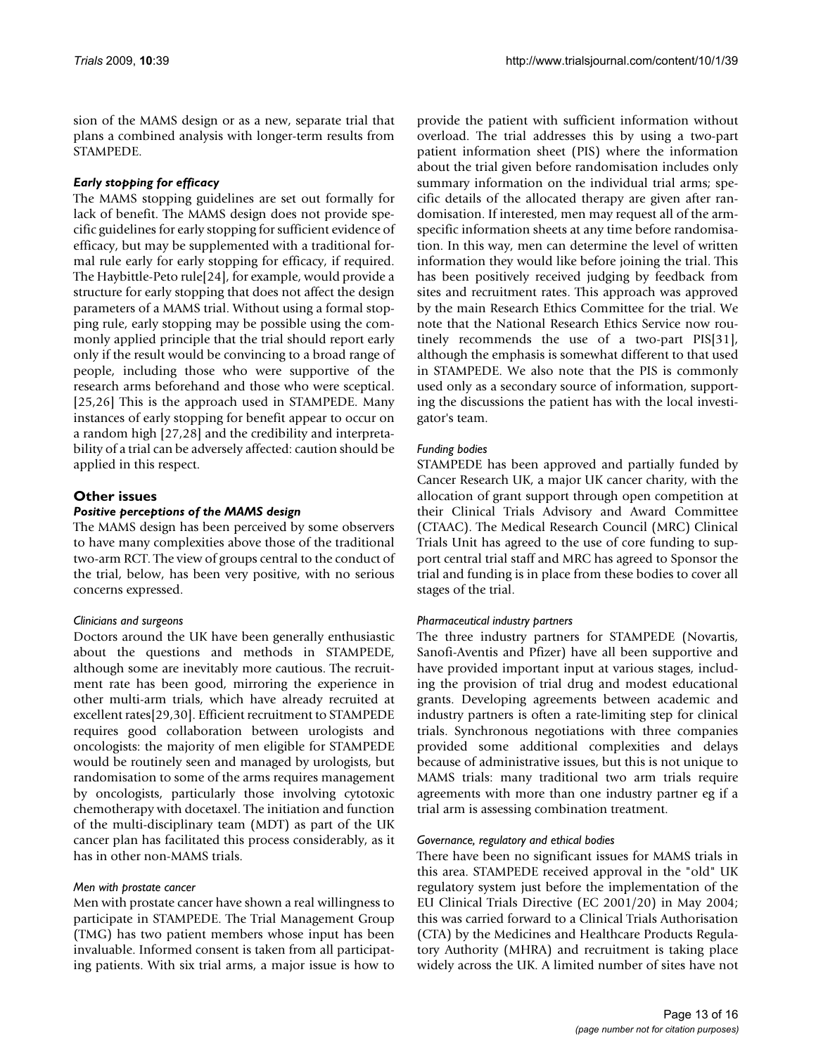sion of the MAMS design or as a new, separate trial that plans a combined analysis with longer-term results from STAMPEDE.

### *Early stopping for efficacy*

The MAMS stopping guidelines are set out formally for lack of benefit. The MAMS design does not provide specific guidelines for early stopping for sufficient evidence of efficacy, but may be supplemented with a traditional formal rule early for early stopping for efficacy, if required. The Haybittle-Peto rule[24], for example, would provide a structure for early stopping that does not affect the design parameters of a MAMS trial. Without using a formal stopping rule, early stopping may be possible using the commonly applied principle that the trial should report early only if the result would be convincing to a broad range of people, including those who were supportive of the research arms beforehand and those who were sceptical. [25,26] This is the approach used in STAMPEDE. Many instances of early stopping for benefit appear to occur on a random high [27,28] and the credibility and interpretability of a trial can be adversely affected: caution should be applied in this respect.

## Other issues

### *Positive perceptions of the MAMS design*

The MAMS design has been perceived by some observers to have many complexities above those of the traditional two-arm RCT. The view of groups central to the conduct of the trial, below, has been very positive, with no serious concerns expressed.

#### *Clinicians and surgeons*

Doctors around the UK have been generally enthusiastic about the questions and methods in STAMPEDE, although some are inevitably more cautious. The recruitment rate has been good, mirroring the experience in other multi-arm trials, which have already recruited at excellent rates[29,30]. Efficient recruitment to STAMPEDE requires good collaboration between urologists and oncologists: the majority of men eligible for STAMPEDE would be routinely seen and managed by urologists, but randomisation to some of the arms requires management by oncologists, particularly those involving cytotoxic chemotherapy with docetaxel. The initiation and function of the multi-disciplinary team (MDT) as part of the UK cancer plan has facilitated this process considerably, as it has in other non-MAMS trials.

#### *Men with prostate cancer*

Men with prostate cancer have shown a real willingness to participate in STAMPEDE. The Trial Management Group (TMG) has two patient members whose input has been invaluable. Informed consent is taken from all participating patients. With six trial arms, a major issue is how to provide the patient with sufficient information without overload. The trial addresses this by using a two-part patient information sheet (PIS) where the information about the trial given before randomisation includes only summary information on the individual trial arms; specific details of the allocated therapy are given after randomisation. If interested, men may request all of the arm-specific information sheets at any time before randomisation. In this way, men can determine the level of written information they would like before joining the trial. This has been positively received judging by feedback from sites and recruitment rates. This approach was approved by the main Research Ethics Committee for the trial. We note that the National Research Ethics Service now routinely recommends the use of a two-part PIS[31], although the emphasis is somewhat different to that used in STAMPEDE. We also note that the PIS is commonly used only as a secondary source of information, supporting the discussions the patient has with the local investigator's team.

#### *Funding bodies*

STAMPEDE has been approved and partially funded by Cancer Research UK, a major UK cancer charity, with the allocation of grant support through open competition at their Clinical Trials Advisory and Award Committee (CTAAC). The Medical Research Council (MRC) Clinical Trials Unit has agreed to the use of core funding to support central trial staff and MRC has agreed to Sponsor the trial and funding is in place from these bodies to cover all stages of the trial.

#### *Pharmaceutical industry partners*

The three industry partners for STAMPEDE (Novartis, Sanofi-Aventis and Pfizer) have all been supportive and have provided important input at various stages, including the provision of trial drug and modest educational grants. Developing agreements between academic and industry partners is often a rate-limiting step for clinical trials. Synchronous negotiations with three companies provided some additional complexities and delays because of administrative issues, but this is not unique to MAMS trials: many traditional two arm trials require agreements with more than one industry partner eg if a trial arm is assessing combination treatment.

#### *Governance, regulatory and ethical bodies*

There have been no significant issues for MAMS trials in this area. STAMPEDE received approval in the "old" UK regulatory system just before the implementation of the EU Clinical Trials Directive (EC 2001/20) in May 2004; this was carried forward to a Clinical Trials Authorisation (CTA) by the Medicines and Healthcare Products Regulatory Authority (MHRA) and recruitment is taking place widely across the UK. A limited number of sites have not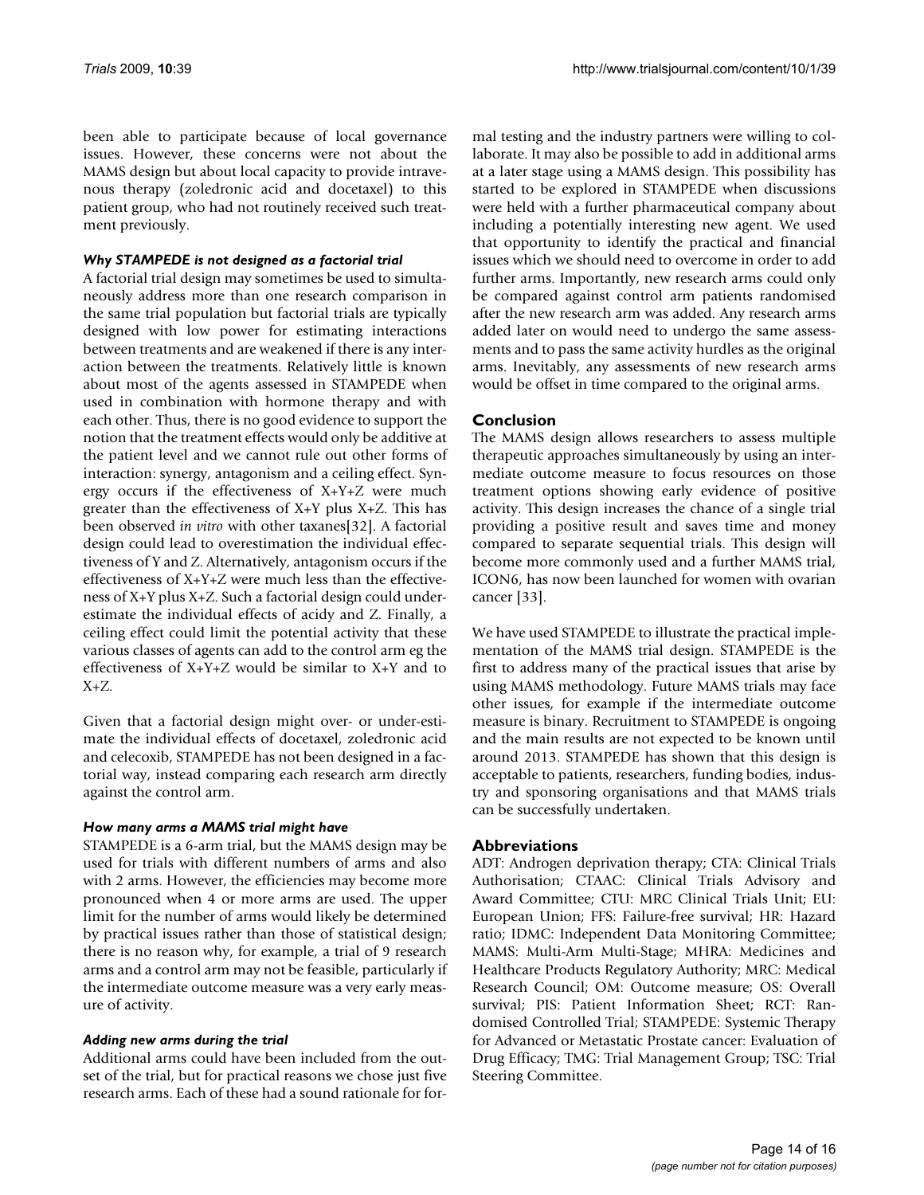been able to participate because of local governance issues. However, these concerns were not about the MAMS design but about local capacity to provide intravenous therapy (zoledronic acid and docetaxel) to this patient group, who had not routinely received such treatment previously.

#### *Why STAMPEDE is not designed as a factorial trial*

A factorial trial design may sometimes be used to simultaneously address more than one research comparison in the same trial population but factorial trials are typically designed with low power for estimating interactions between treatments and are weakened if there is any interaction between the treatments. Relatively little is known about most of the agents assessed in STAMPEDE when used in combination with hormone therapy and with each other. Thus, there is no good evidence to support the notion that the treatment effects would only be additive at the patient level and we cannot rule out other forms of interaction: synergy, antagonism and a ceiling effect. Synergy occurs if the effectiveness of X+Y+Z were much greater than the effectiveness of X+Y plus X+Z. This has been observed *in vitro* with other taxanes[32]. A factorial design could lead to overestimation the individual effectiveness of Y and Z. Alternatively, antagonism occurs if the effectiveness of X+Y+Z were much less than the effectiveness of X+Y plus X+Z. Such a factorial design could underestimate the individual effects of acidy and Z. Finally, a ceiling effect could limit the potential activity that these various classes of agents can add to the control arm eg the effectiveness of X+Y+Z would be similar to X+Y and to X+Z.

Given that a factorial design might over- or under-estimate the individual effects of docetaxel, zoledronic acid and celecoxib, STAMPEDE has not been designed in a factorial way, instead comparing each research arm directly against the control arm.

#### *How many arms a MAMS trial might have*

STAMPEDE is a 6-arm trial, but the MAMS design may be used for trials with different numbers of arms and also with 2 arms. However, the efficiencies may become more pronounced when 4 or more arms are used. The upper limit for the number of arms would likely be determined by practical issues rather than those of statistical design; there is no reason why, for example, a trial of 9 research arms and a control arm may not be feasible, particularly if the intermediate outcome measure was a very early measure of activity.

#### *Adding new arms during the trial*

Additional arms could have been included from the outset of the trial, but for practical reasons we chose just five research arms. Each of these had a sound rationale for formal testing and the industry partners were willing to collaborate. It may also be possible to add in additional arms at a later stage using a MAMS design. This possibility has started to be explored in STAMPEDE when discussions were held with a further pharmaceutical company about including a potentially interesting new agent. We used that opportunity to identify the practical and financial issues which we should need to overcome in order to add further arms. Importantly, new research arms could only be compared against control arm patients randomised after the new research arm was added. Any research arms added later on would need to undergo the same assessments and to pass the same activity hurdles as the original arms. Inevitably, any assessments of new research arms would be offset in time compared to the original arms.

## Conclusion

The MAMS design allows researchers to assess multiple therapeutic approaches simultaneously by using an intermediate outcome measure to focus resources on those treatment options showing early evidence of positive activity. This design increases the chance of a single trial providing a positive result and saves time and money compared to separate sequential trials. This design will become more commonly used and a further MAMS trial, ICON6, has now been launched for women with ovarian cancer [33].

We have used STAMPEDE to illustrate the practical implementation of the MAMS trial design. STAMPEDE is the first to address many of the practical issues that arise by using MAMS methodology. Future MAMS trials may face other issues, for example if the intermediate outcome measure is binary. Recruitment to STAMPEDE is ongoing and the main results are not expected to be known until around 2013. STAMPEDE has shown that this design is acceptable to patients, researchers, funding bodies, industry and sponsoring organisations and that MAMS trials can be successfully undertaken.

## Abbreviations

ADT: Androgen deprivation therapy; CTA: Clinical Trials Authorisation; CTAAC: Clinical Trials Advisory and Award Committee; CTU: MRC Clinical Trials Unit; EU: European Union; FFS: Failure-free survival; HR: Hazard ratio; IDMC: Independent Data Monitoring Committee; MAMS: Multi-Arm Multi-Stage; MHRA: Medicines and Healthcare Products Regulatory Authority; MRC: Medical Research Council; OM: Outcome measure; OS: Overall survival; PIS: Patient Information Sheet; RCT: Randomised Controlled Trial; STAMPEDE: Systemic Therapy for Advanced or Metastatic Prostate cancer: Evaluation of Drug Efficacy; TMG: Trial Management Group; TSC: Trial Steering Committee.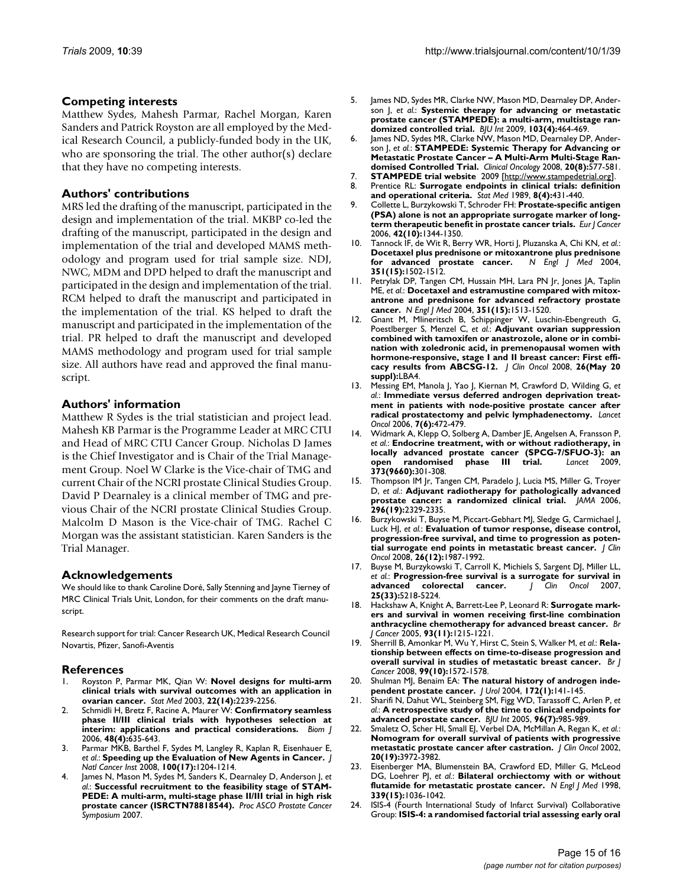## Competing interests

Matthew Sydes, Mahesh Parmar, Rachel Morgan, Karen Sanders and Patrick Royston are all employed by the Medical Research Council, a publicly-funded body in the UK, who are sponsoring the trial. The other author(s) declare that they have no competing interests.

## Authors' contributions

MRS led the drafting of the manuscript, participated in the design and implementation of the trial. MKBP co-led the drafting of the manuscript, participated in the design and implementation of the trial and developed MAMS methodology and program used for trial sample size. NDJ, NWC, MDM and DPD helped to draft the manuscript and participated in the design and implementation of the trial. RCM helped to draft the manuscript and participated in the implementation of the trial. KS helped to draft the manuscript and participated in the implementation of the trial. PR helped to draft the manuscript and developed MAMS methodology and program used for trial sample size. All authors have read and approved the final manuscript.

## Authors' information

Matthew R Sydes is the trial statistician and project lead. Mahesh KB Parmar is the Programme Leader at MRC CTU and Head of MRC CTU Cancer Group. Nicholas D James is the Chief Investigator and is Chair of the Trial Management Group. Noel W Clarke is the Vice-chair of TMG and current Chair of the NCRI prostate Clinical Studies Group. David P Dearnaley is a clinical member of TMG and previous Chair of the NCRI prostate Clinical Studies Group. Malcolm D Mason is the Vice-chair of TMG. Rachel C Morgan was the assistant statistician. Karen Sanders is the Trial Manager.

## Acknowledgements

We should like to thank Caroline Doré, Sally Stenning and Jayne Tierney of MRC Clinical Trials Unit, London, for their comments on the draft manuscript.

Research support for trial: Cancer Research UK, Medical Research Council Novartis, Pfizer, Sanofi-Aventis

## References

1. Royston P, Parmar MK, Qian W: **Novel designs for multi-arm clinical trials with survival outcomes with an application in ovarian cancer.** *Stat Med* 2003, **22(14):**2239-2256.
2. Schmidli H, Bretz F, Racine A, Maurer W: **Confirmatory seamless phase II/III clinical trials with hypotheses selection at interim: applications and practical considerations.** *Biom J* 2006, **48(4):**635-643.
3. Parmar MKB, Barthel F, Sydes M, Langley R, Kaplan R, Eisenhauer E, *et al.*: **Speeding up the Evaluation of New Agents in Cancer.** *J Natl Cancer Inst* 2008, **100(17):**1204-1214.
4. James N, Mason M, Sydes M, Sanders K, Dearnaley D, Anderson J, *et al.*: **Successful recruitment to the feasibility stage of STAMPEDE: A multi-arm, multi-stage phase II/III trial in high risk prostate cancer (ISRCTN78818544).** *Proc ASCO Prostate Cancer Symposium* 2007.
5. James ND, Sydes MR, Clarke NW, Mason MD, Dearnaley DP, Anderson J, *et al.*: **Systemic therapy for advancing or metastatic prostate cancer (STAMPEDE): a multi-arm, multistage randomized controlled trial.** *BJU Int* 2009, **103(4):**464-469.
6. James ND, Sydes MR, Clarke NW, Mason MD, Dearnaley DP, Anderson J, *et al.*: **STAMPEDE: Systemic Therapy for Advancing or Metastatic Prostate Cancer – A Multi-Arm Multi-Stage Randomised Controlled Trial.** *Clinical Oncology* 2008, **20(8):**577-581.
7. **STAMPEDE trial website** 2009 [http://www.stampedetrial.org].
8. Prentice RL: **Surrogate endpoints in clinical trials: definition and operational criteria.** *Stat Med* 1989, **8(4):**431-440.
9. Collette L, Burzykowski T, Schroder FH: **Prostate-specific antigen (PSA) alone is not an appropriate surrogate marker of long-term therapeutic benefit in prostate cancer trials.** *Eur J Cancer* 2006, **42(10):**1344-1350.
10. Tannock IF, de Wit R, Berry WR, Horti J, Pluzanska A, Chi KN, *et al.*: **Docetaxel plus prednisone or mitoxantrone plus prednisone for advanced prostate cancer.** *N Engl J Med* 2004, **351(15):**1502-1512.
11. Petrylak DP, Tangen CM, Hussain MH, Lara PN Jr, Jones JA, Taplin ME, *et al.*: **Docetaxel and estramustine compared with mitoxantrone and prednisone for advanced refractory prostate cancer.** *N Engl J Med* 2004, **351(15):**1513-1520.
12. Gnant M, Mlineritsch B, Schippinger W, Luschin-Ebengreuth G, Poestlberger S, Menzel C, *et al.*: **Adjuvant ovarian suppression combined with tamoxifen or anastrozole, alone or in combination with zoledronic acid, in premenopausal women with hormone-responsive, stage I and II breast cancer: First efficacy results from ABCSG-12.** *J Clin Oncol* 2008, **26(May 20 suppl):**LBA4.
13. Messing EM, Manola J, Yao J, Kiernan M, Crawford D, Wilding G, *et al.*: **Immediate versus deferred androgen deprivation treatment in patients with node-positive prostate cancer after radical prostatectomy and pelvic lymphadenectomy.** *Lancet Oncol* 2006, **7(6):**472-479.
14. Widmark A, Klepp O, Solberg A, Damber JE, Angelsen A, Fransson P, *et al.*: **Endocrine treatment, with or without radiotherapy, in locally advanced prostate cancer (SPCG-7/SFUO-3): an open randomised phase III trial.** *Lancet* 2009, **373(9660):**301-308.
15. Thompson IM Jr, Tangen CM, Paradelo J, Lucia MS, Miller G, Troyer D, *et al.*: **Adjuvant radiotherapy for pathologically advanced prostate cancer: a randomized clinical trial.** *JAMA* 2006, **296(19):**2329-2335.
16. Burzykowski T, Buyse M, Piccart-Gebhart MJ, Sledge G, Carmichael J, Luck HJ, *et al.*: **Evaluation of tumor response, disease control, progression-free survival, and time to progression as potential surrogate end points in metastatic breast cancer.** *J Clin Oncol* 2008, **26(12):**1987-1992.
17. Buyse M, Burzykowski T, Carroll K, Michiels S, Sargent DJ, Miller LL, *et al.*: **Progression-free survival is a surrogate for survival in advanced colorectal cancer.** *J Clin Oncol* 2007, **25(33):**5218-5224.
18. Hackshaw A, Knight A, Barrett-Lee P, Leonard R: **Surrogate markers and survival in women receiving first-line combination anthracycline chemotherapy for advanced breast cancer.** *Br J Cancer* 2005, **93(11):**1215-1221.
19. Sherrill B, Amonkar M, Wu Y, Hirst C, Stein S, Walker M, *et al.*: **Relationship between effects on time-to-disease progression and overall survival in studies of metastatic breast cancer.** *Br J Cancer* 2008, **99(10):**1572-1578.
20. Shulman MJ, Benaim EA: **The natural history of androgen independent prostate cancer.** *J Urol* 2004, **172(1):**141-145.
21. Sharifi N, Dahut WL, Steinberg SM, Figg WD, Tarassoff C, Arlen P, *et al.*: **A retrospective study of the time to clinical endpoints for advanced prostate cancer.** *BJU Int* 2005, **96(7):**985-989.
22. Smaletz O, Scher HI, Small EJ, Verbel DA, McMillan A, Regan K, *et al.*: **Nomogram for overall survival of patients with progressive metastatic prostate cancer after castration.** *J Clin Oncol* 2002, **20(19):**3972-3982.
23. Eisenberger MA, Blumenstein BA, Crawford ED, Miller G, McLeod DG, Loehrer PJ, *et al.*: **Bilateral orchiectomy with or without flutamide for metastatic prostate cancer.** *N Engl J Med* 1998, **339(15):**1036-1042.
24. ISIS-4 (Fourth International Study of Infarct Survival) Collaborative Group: **ISIS-4: a randomised factorial trial assessing early oral**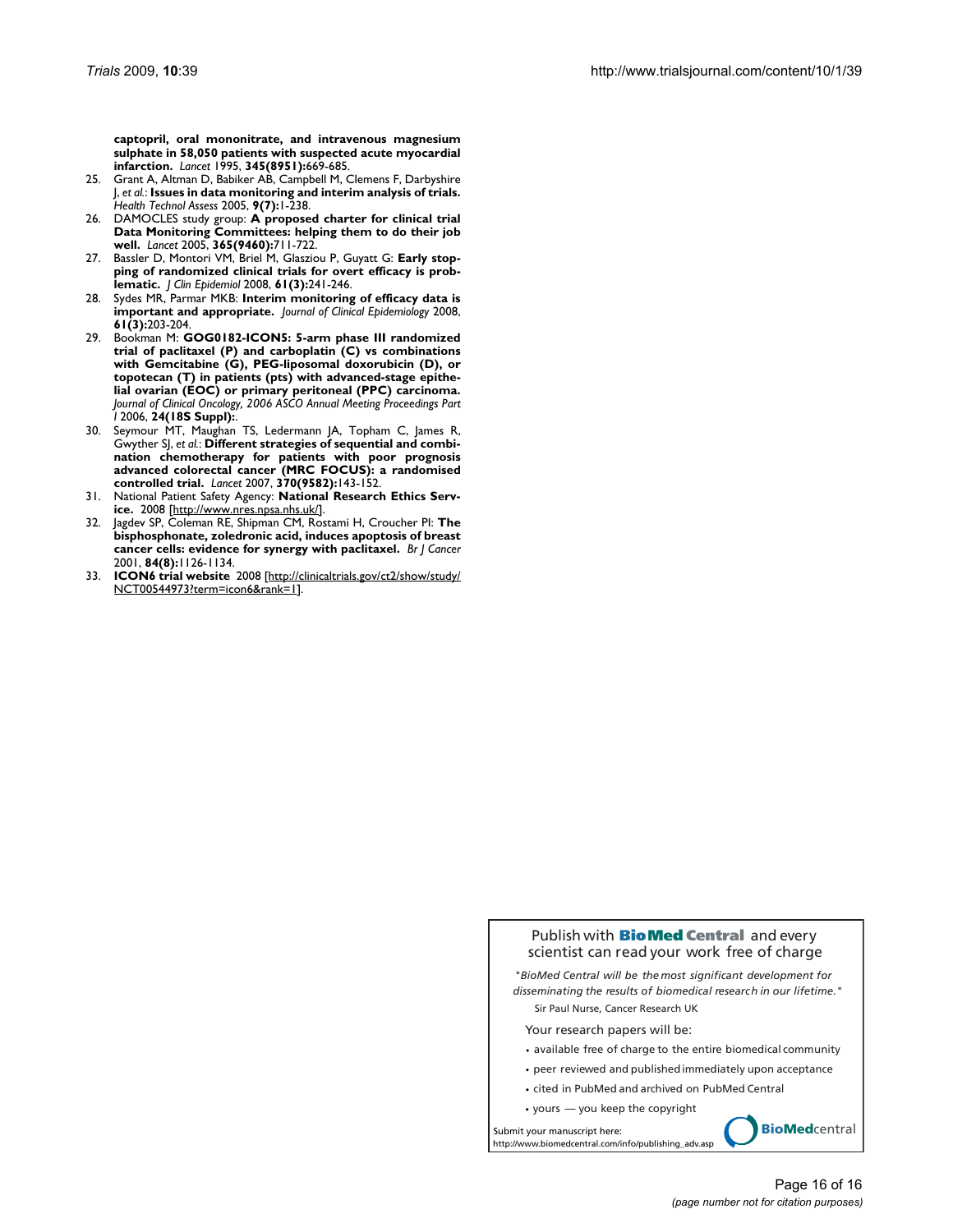captopril, oral mononitrate, and intravenous magnesium sulphate in 58,050 patients with suspected acute myocardial infarction.** *Lancet* 1995, **345(8951):**669-685.

25. Grant A, Altman D, Babiker AB, Campbell M, Clemens F, Darbyshire J, *et al.*: **Issues in data monitoring and interim analysis of trials.** *Health Technol Assess* 2005, **9(7):**1-238.
26. DAMOCLES study group: **A proposed charter for clinical trial Data Monitoring Committees: helping them to do their job well.** *Lancet* 2005, **365(9460):**711-722.
27. Bassler D, Montori VM, Briel M, Glasziou P, Guyatt G: **Early stopping of randomized clinical trials for overt efficacy is problematic.** *J Clin Epidemiol* 2008, **61(3):**241-246.
28. Sydes MR, Parmar MKB: **Interim monitoring of efficacy data is important and appropriate.** *Journal of Clinical Epidemiology* 2008, **61(3):**203-204.
29. Bookman M: **GOG0182-ICON5: 5-arm phase III randomized trial of paclitaxel (P) and carboplatin (C) vs combinations with Gemcitabine (G), PEG-liposomal doxorubicin (D), or topotecan (T) in patients (pts) with advanced-stage epithelial ovarian (EOC) or primary peritoneal (PPC) carcinoma.** *Journal of Clinical Oncology, 2006 ASCO Annual Meeting Proceedings Part I* 2006, **24(18S Suppl):**.
30. Seymour MT, Maughan TS, Ledermann JA, Topham C, James R, Gwyther SJ, *et al.*: **Different strategies of sequential and combination chemotherapy for patients with poor prognosis advanced colorectal cancer (MRC FOCUS): a randomised controlled trial.** *Lancet* 2007, **370(9582):**143-152.
31. National Patient Safety Agency: **National Research Ethics Service.** 2008 [http://www.nres.npsa.nhs.uk/].
32. Jagdev SP, Coleman RE, Shipman CM, Rostami H, Croucher PI: **The bisphosphonate, zoledronic acid, induces apoptosis of breast cancer cells: evidence for synergy with paclitaxel.** *Br J Cancer* 2001, **84(8):**1126-1134.
33. **ICON6 trial website** 2008 [http://clinicaltrials.gov/ct2/show/study/NCT00544973?term=icon6&rank=1].

Publish with **BioMed Central** and every scientist can read your work free of charge

*"BioMed Central will be the most significant development for disseminating the results of biomedical research in our lifetime."*

Sir Paul Nurse, Cancer Research UK

Your research papers will be:

- available free of charge to the entire biomedical community
- peer reviewed and published immediately upon acceptance
- cited in PubMed and archived on PubMed Central
- yours — you keep the copyright

Submit your manuscript here:
http://www.biomedcentral.com/info/publishing_adv.asp

**BioMed**central